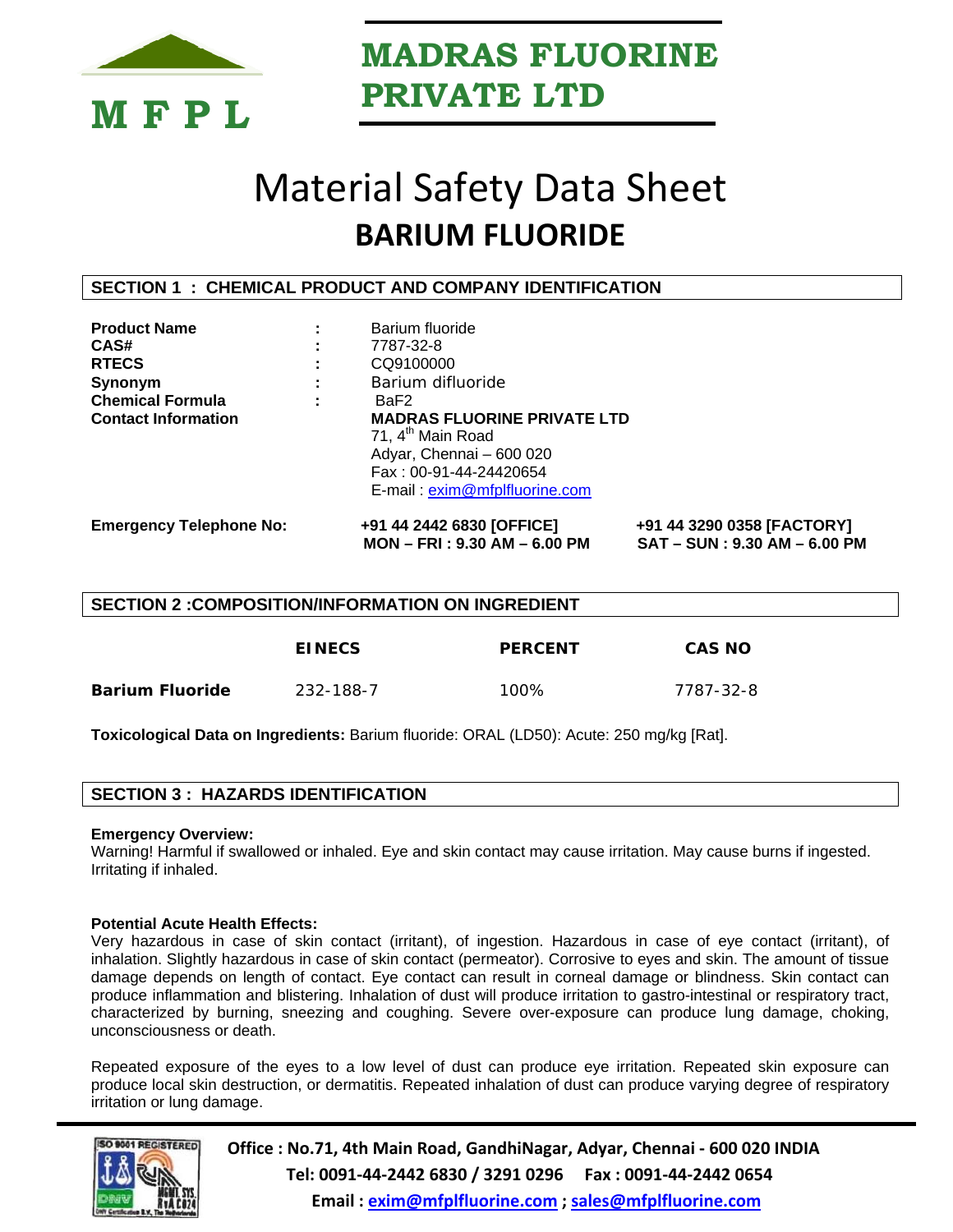# MADRAS FLUORINE PRIVATE LTD

# Material Safety Data Sheet

## BARIUM FLUORIDE

## SECTION 1 : CHEMICAL PRODUCT AND COMPANY IDENTIFICATION

| | | |
|---|---|---|
| **Product Name** | : | Barium fluoride |
| **CAS#** | : | 7787-32-8 |
| **RTECS** | : | CQ9100000 |
| **Synonym** | : | Barium difluoride |
| **Chemical Formula** | : | $BaF_2$ |
| **Contact Information** | | **MADRAS FLUORINE PRIVATE LTD**<br>71, 4th Main Road<br>Adyar, Chennai – 600 020<br>Fax : 00-91-44-24420654<br>E-mail : exim@mfplfluorine.com |

**Emergency Telephone No:** **+91 44 2442 6830 [OFFICE] MON – FRI : 9.30 AM – 6.00 PM** | **+91 44 3290 0358 [FACTORY] SAT – SUN : 9.30 AM – 6.00 PM**

## SECTION 2 :COMPOSITION/INFORMATION ON INGREDIENT

| | EINECS | PERCENT | CAS NO |
|---|---|---|---|
| **Barium Fluoride** | 232-188-7 | 100% | 7787-32-8 |

**Toxicological Data on Ingredients:** Barium fluoride: ORAL (LD50): Acute: 250 mg/kg [Rat].

## SECTION 3 : HAZARDS IDENTIFICATION

**Emergency Overview:**
Warning! Harmful if swallowed or inhaled. Eye and skin contact may cause irritation. May cause burns if ingested. Irritating if inhaled.

**Potential Acute Health Effects:**
Very hazardous in case of skin contact (irritant), of ingestion. Hazardous in case of eye contact (irritant), of inhalation. Slightly hazardous in case of skin contact (permeator). Corrosive to eyes and skin. The amount of tissue damage depends on length of contact. Eye contact can result in corneal damage or blindness. Skin contact can produce inflammation and blistering. Inhalation of dust will produce irritation to gastro-intestinal or respiratory tract, characterized by burning, sneezing and coughing. Severe over-exposure can produce lung damage, choking, unconsciousness or death.

Repeated exposure of the eyes to a low level of dust can produce eye irritation. Repeated skin exposure can produce local skin destruction, or dermatitis. Repeated inhalation of dust can produce varying degree of respiratory irritation or lung damage.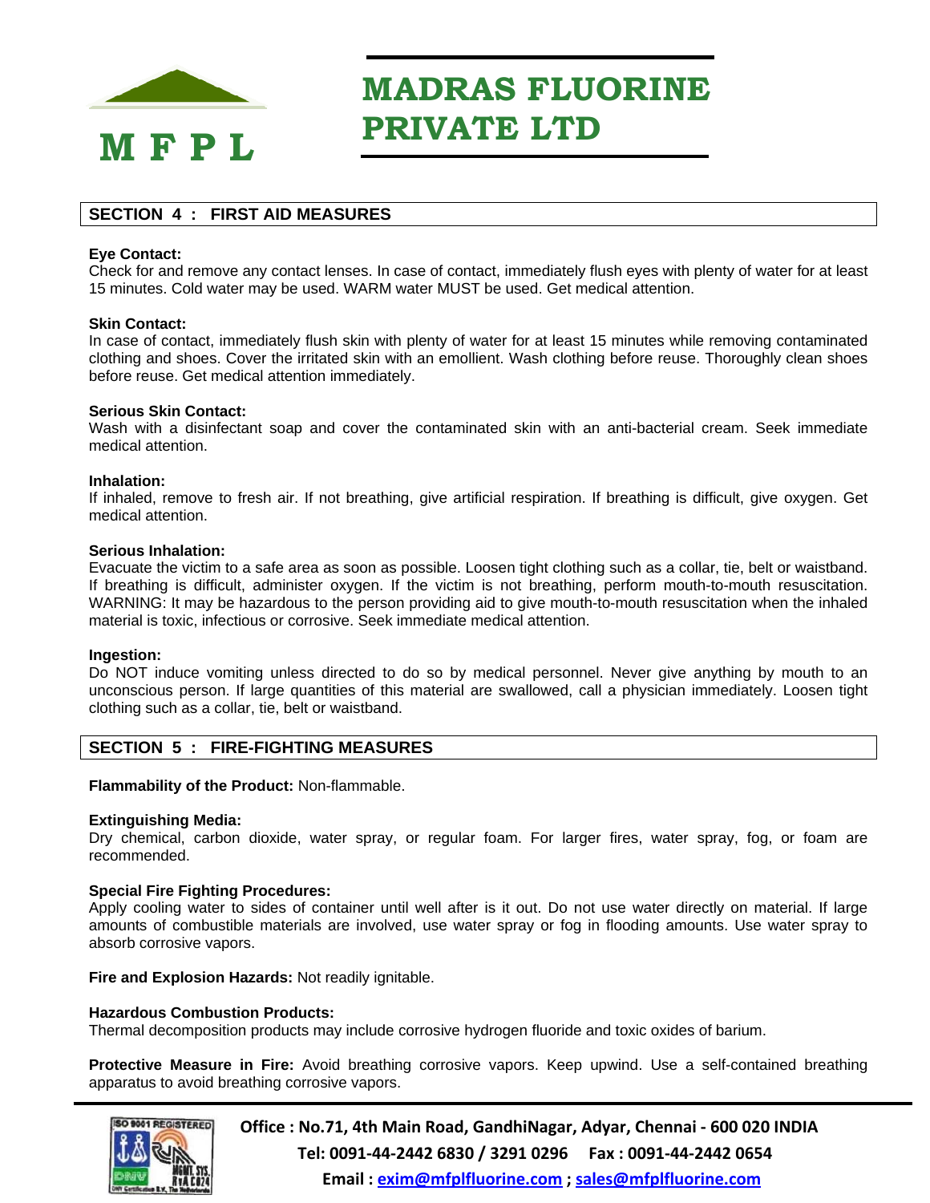## SECTION 4 : FIRST AID MEASURES

**Eye Contact:**
Check for and remove any contact lenses. In case of contact, immediately flush eyes with plenty of water for at least 15 minutes. Cold water may be used. WARM water MUST be used. Get medical attention.

**Skin Contact:**
In case of contact, immediately flush skin with plenty of water for at least 15 minutes while removing contaminated clothing and shoes. Cover the irritated skin with an emollient. Wash clothing before reuse. Thoroughly clean shoes before reuse. Get medical attention immediately.

**Serious Skin Contact:**
Wash with a disinfectant soap and cover the contaminated skin with an anti-bacterial cream. Seek immediate medical attention.

**Inhalation:**
If inhaled, remove to fresh air. If not breathing, give artificial respiration. If breathing is difficult, give oxygen. Get medical attention.

**Serious Inhalation:**
Evacuate the victim to a safe area as soon as possible. Loosen tight clothing such as a collar, tie, belt or waistband. If breathing is difficult, administer oxygen. If the victim is not breathing, perform mouth-to-mouth resuscitation. WARNING: It may be hazardous to the person providing aid to give mouth-to-mouth resuscitation when the inhaled material is toxic, infectious or corrosive. Seek immediate medical attention.

**Ingestion:**
Do NOT induce vomiting unless directed to do so by medical personnel. Never give anything by mouth to an unconscious person. If large quantities of this material are swallowed, call a physician immediately. Loosen tight clothing such as a collar, tie, belt or waistband.

## SECTION 5 : FIRE-FIGHTING MEASURES

**Flammability of the Product:** Non-flammable.

**Extinguishing Media:**
Dry chemical, carbon dioxide, water spray, or regular foam. For larger fires, water spray, fog, or foam are recommended.

**Special Fire Fighting Procedures:**
Apply cooling water to sides of container until well after is it out. Do not use water directly on material. If large amounts of combustible materials are involved, use water spray or fog in flooding amounts. Use water spray to absorb corrosive vapors.

**Fire and Explosion Hazards:** Not readily ignitable.

**Hazardous Combustion Products:**
Thermal decomposition products may include corrosive hydrogen fluoride and toxic oxides of barium.

**Protective Measure in Fire:** Avoid breathing corrosive vapors. Keep upwind. Use a self-contained breathing apparatus to avoid breathing corrosive vapors.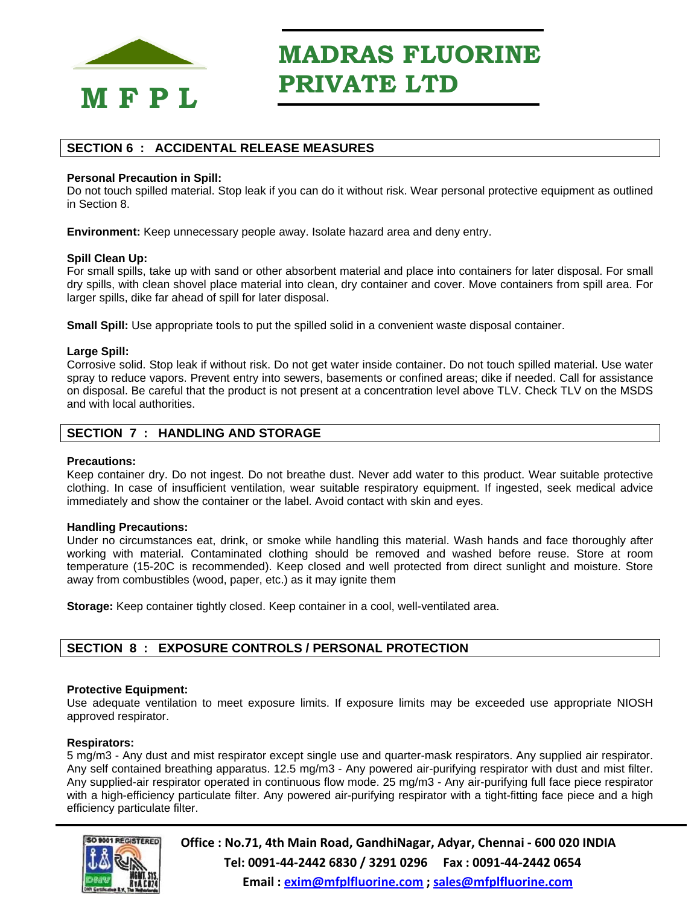## SECTION 6 : ACCIDENTAL RELEASE MEASURES

**Personal Precaution in Spill:**
Do not touch spilled material. Stop leak if you can do it without risk. Wear personal protective equipment as outlined in Section 8.

**Environment:** Keep unnecessary people away. Isolate hazard area and deny entry.

**Spill Clean Up:**
For small spills, take up with sand or other absorbent material and place into containers for later disposal. For small dry spills, with clean shovel place material into clean, dry container and cover. Move containers from spill area. For larger spills, dike far ahead of spill for later disposal.

**Small Spill:** Use appropriate tools to put the spilled solid in a convenient waste disposal container.

**Large Spill:**
Corrosive solid. Stop leak if without risk. Do not get water inside container. Do not touch spilled material. Use water spray to reduce vapors. Prevent entry into sewers, basements or confined areas; dike if needed. Call for assistance on disposal. Be careful that the product is not present at a concentration level above TLV. Check TLV on the MSDS and with local authorities.

## SECTION 7 : HANDLING AND STORAGE

**Precautions:**
Keep container dry. Do not ingest. Do not breathe dust. Never add water to this product. Wear suitable protective clothing. In case of insufficient ventilation, wear suitable respiratory equipment. If ingested, seek medical advice immediately and show the container or the label. Avoid contact with skin and eyes.

**Handling Precautions:**
Under no circumstances eat, drink, or smoke while handling this material. Wash hands and face thoroughly after working with material. Contaminated clothing should be removed and washed before reuse. Store at room temperature (15-20C is recommended). Keep closed and well protected from direct sunlight and moisture. Store away from combustibles (wood, paper, etc.) as it may ignite them

**Storage:** Keep container tightly closed. Keep container in a cool, well-ventilated area.

## SECTION 8 : EXPOSURE CONTROLS / PERSONAL PROTECTION

**Protective Equipment:**
Use adequate ventilation to meet exposure limits. If exposure limits may be exceeded use appropriate NIOSH approved respirator.

**Respirators:**
5 mg/m3 - Any dust and mist respirator except single use and quarter-mask respirators. Any supplied air respirator. Any self contained breathing apparatus. 12.5 mg/m3 - Any powered air-purifying respirator with dust and mist filter. Any supplied-air respirator operated in continuous flow mode. 25 mg/m3 - Any air-purifying full face piece respirator with a high-efficiency particulate filter. Any powered air-purifying respirator with a tight-fitting face piece and a high efficiency particulate filter.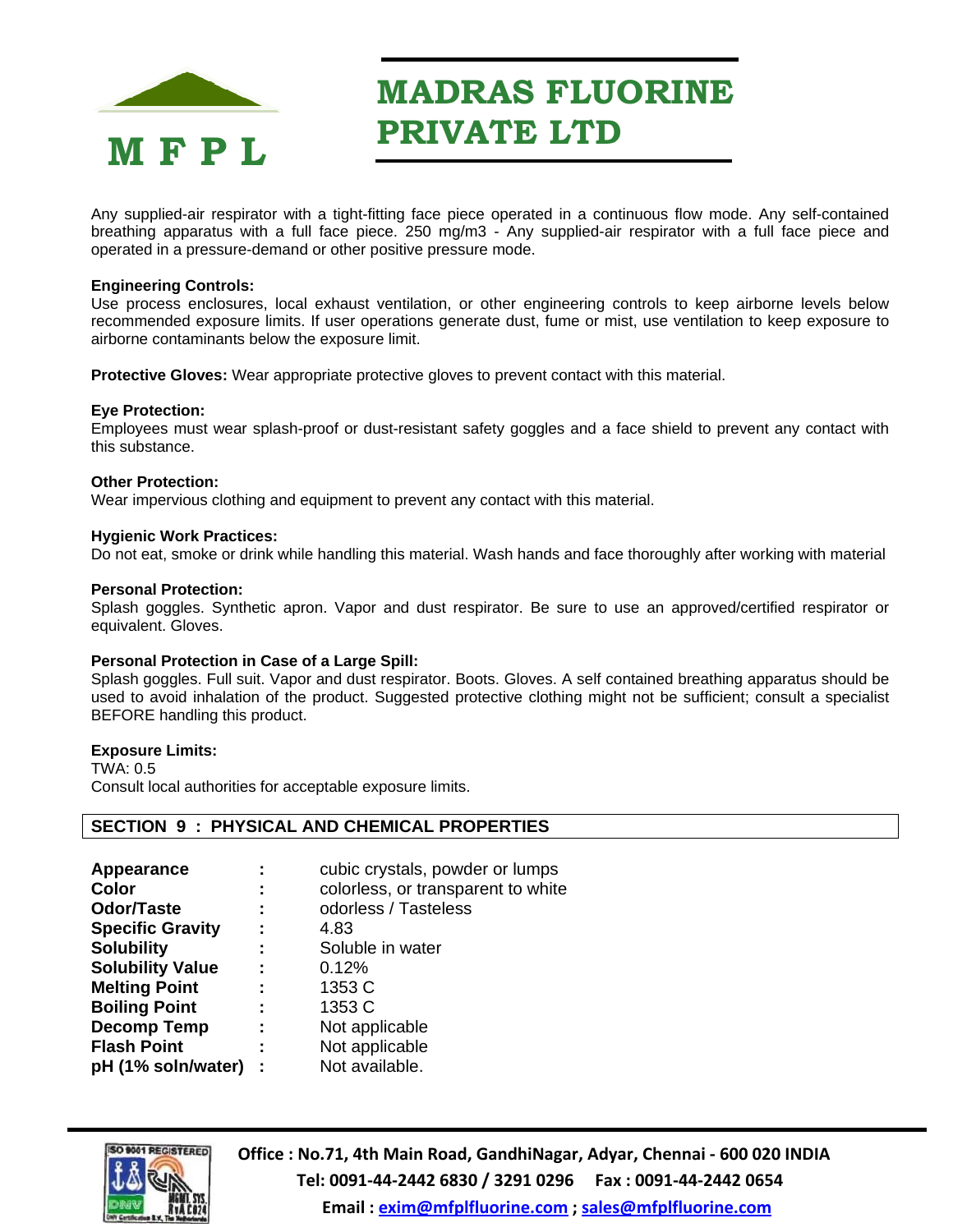Any supplied-air respirator with a tight-fitting face piece operated in a continuous flow mode. Any self-contained breathing apparatus with a full face piece. 250 mg/m3 - Any supplied-air respirator with a full face piece and operated in a pressure-demand or other positive pressure mode.

**Engineering Controls:**
Use process enclosures, local exhaust ventilation, or other engineering controls to keep airborne levels below recommended exposure limits. If user operations generate dust, fume or mist, use ventilation to keep exposure to airborne contaminants below the exposure limit.

**Protective Gloves:** Wear appropriate protective gloves to prevent contact with this material.

**Eye Protection:**
Employees must wear splash-proof or dust-resistant safety goggles and a face shield to prevent any contact with this substance.

**Other Protection:**
Wear impervious clothing and equipment to prevent any contact with this material.

**Hygienic Work Practices:**
Do not eat, smoke or drink while handling this material. Wash hands and face thoroughly after working with material

**Personal Protection:**
Splash goggles. Synthetic apron. Vapor and dust respirator. Be sure to use an approved/certified respirator or equivalent. Gloves.

**Personal Protection in Case of a Large Spill:**
Splash goggles. Full suit. Vapor and dust respirator. Boots. Gloves. A self contained breathing apparatus should be used to avoid inhalation of the product. Suggested protective clothing might not be sufficient; consult a specialist BEFORE handling this product.

**Exposure Limits:**
TWA: 0.5
Consult local authorities for acceptable exposure limits.

## SECTION 9 : PHYSICAL AND CHEMICAL PROPERTIES

| | | |
|---|---|---|
| **Appearance** | : | cubic crystals, powder or lumps |
| **Color** | : | colorless, or transparent to white |
| **Odor/Taste** | : | odorless / Tasteless |
| **Specific Gravity** | : | 4.83 |
| **Solubility** | : | Soluble in water |
| **Solubility Value** | : | 0.12% |
| **Melting Point** | : | 1353 C |
| **Boiling Point** | : | 1353 C |
| **Decomp Temp** | : | Not applicable |
| **Flash Point** | : | Not applicable |
| **pH (1% soln/water)** | : | Not available. |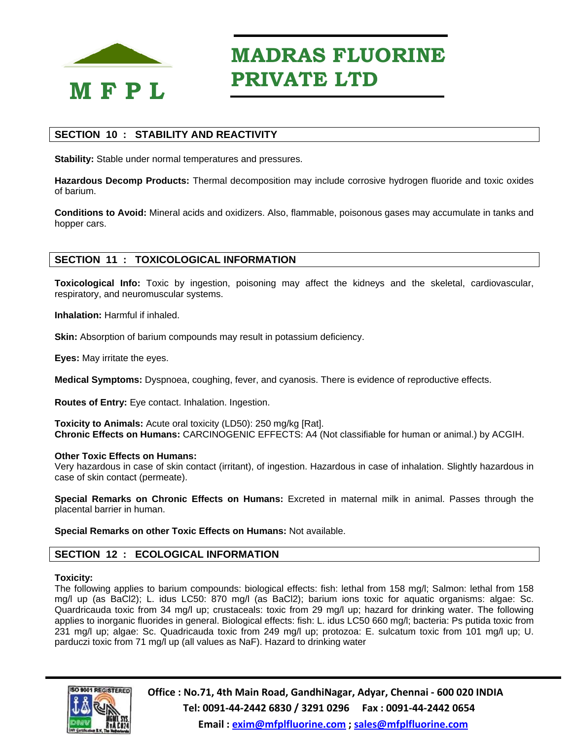## SECTION 10 : STABILITY AND REACTIVITY

**Stability:** Stable under normal temperatures and pressures.

**Hazardous Decomp Products:** Thermal decomposition may include corrosive hydrogen fluoride and toxic oxides of barium.

**Conditions to Avoid:** Mineral acids and oxidizers. Also, flammable, poisonous gases may accumulate in tanks and hopper cars.

## SECTION 11 : TOXICOLOGICAL INFORMATION

**Toxicological Info:** Toxic by ingestion, poisoning may affect the kidneys and the skeletal, cardiovascular, respiratory, and neuromuscular systems.

**Inhalation:** Harmful if inhaled.

**Skin:** Absorption of barium compounds may result in potassium deficiency.

**Eyes:** May irritate the eyes.

**Medical Symptoms:** Dyspnoea, coughing, fever, and cyanosis. There is evidence of reproductive effects.

**Routes of Entry:** Eye contact. Inhalation. Ingestion.

**Toxicity to Animals:** Acute oral toxicity (LD50): 250 mg/kg [Rat].
**Chronic Effects on Humans:** CARCINOGENIC EFFECTS: A4 (Not classifiable for human or animal.) by ACGIH.

**Other Toxic Effects on Humans:**
Very hazardous in case of skin contact (irritant), of ingestion. Hazardous in case of inhalation. Slightly hazardous in case of skin contact (permeate).

**Special Remarks on Chronic Effects on Humans:** Excreted in maternal milk in animal. Passes through the placental barrier in human.

**Special Remarks on other Toxic Effects on Humans:** Not available.

## SECTION 12 : ECOLOGICAL INFORMATION

**Toxicity:**
The following applies to barium compounds: biological effects: fish: lethal from 158 mg/l; Salmon: lethal from 158 mg/l up (as $BaCl_2$); L. idus LC50: 870 mg/l (as $BaCl_2$); barium ions toxic for aquatic organisms: algae: Sc. Quardricauda toxic from 34 mg/l up; crustaceals: toxic from 29 mg/l up; hazard for drinking water. The following applies to inorganic fluorides in general. Biological effects: fish: L. idus LC50 660 mg/l; bacteria: Ps putida toxic from 231 mg/l up; algae: Sc. Quadricauda toxic from 249 mg/l up; protozoa: E. sulcatum toxic from 101 mg/l up; U. parduczi toxic from 71 mg/l up (all values as NaF). Hazard to drinking water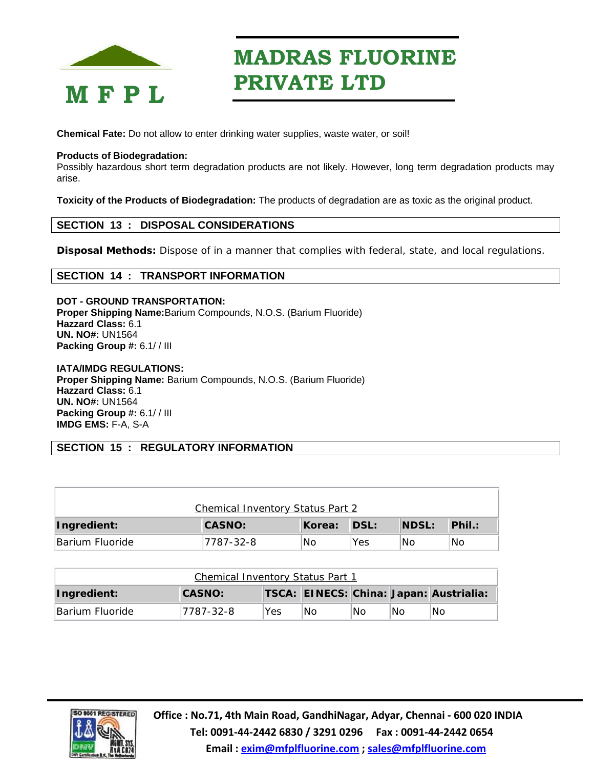**Chemical Fate:** Do not allow to enter drinking water supplies, waste water, or soil!

**Products of Biodegradation:**
Possibly hazardous short term degradation products are not likely. However, long term degradation products may arise.

**Toxicity of the Products of Biodegradation:** The products of degradation are as toxic as the original product.

## SECTION 13 : DISPOSAL CONSIDERATIONS

**Disposal Methods:** Dispose of in a manner that complies with federal, state, and local regulations.

## SECTION 14 : TRANSPORT INFORMATION

**DOT - GROUND TRANSPORTATION:**
**Proper Shipping Name:**Barium Compounds, N.O.S. (Barium Fluoride)
**Hazzard Class:** 6.1
**UN. NO#:** UN1564
**Packing Group #:** 6.1/ / III

**IATA/IMDG REGULATIONS:**
**Proper Shipping Name:** Barium Compounds, N.O.S. (Barium Fluoride)
**Hazzard Class:** 6.1
**UN. NO#:** UN1564
**Packing Group #:** 6.1/ / III
**IMDG EMS:** F-A, S-A

## SECTION 15 : REGULATORY INFORMATION

Chemical Inventory Status Part 2

| Ingredient: | CASNO: | Korea: | DSL: | NDSL: | Phil.: |
|---|---|---|---|---|---|
| Barium Fluoride | 7787-32-8 | No | Yes | No | No |

Chemical Inventory Status Part 1

| Ingredient: | CASNO: | TSCA: | EINECS: | China: | Japan: | Austrialia: |
|---|---|---|---|---|---|---|
| Barium Fluoride | 7787-32-8 | Yes | No | No | No | No |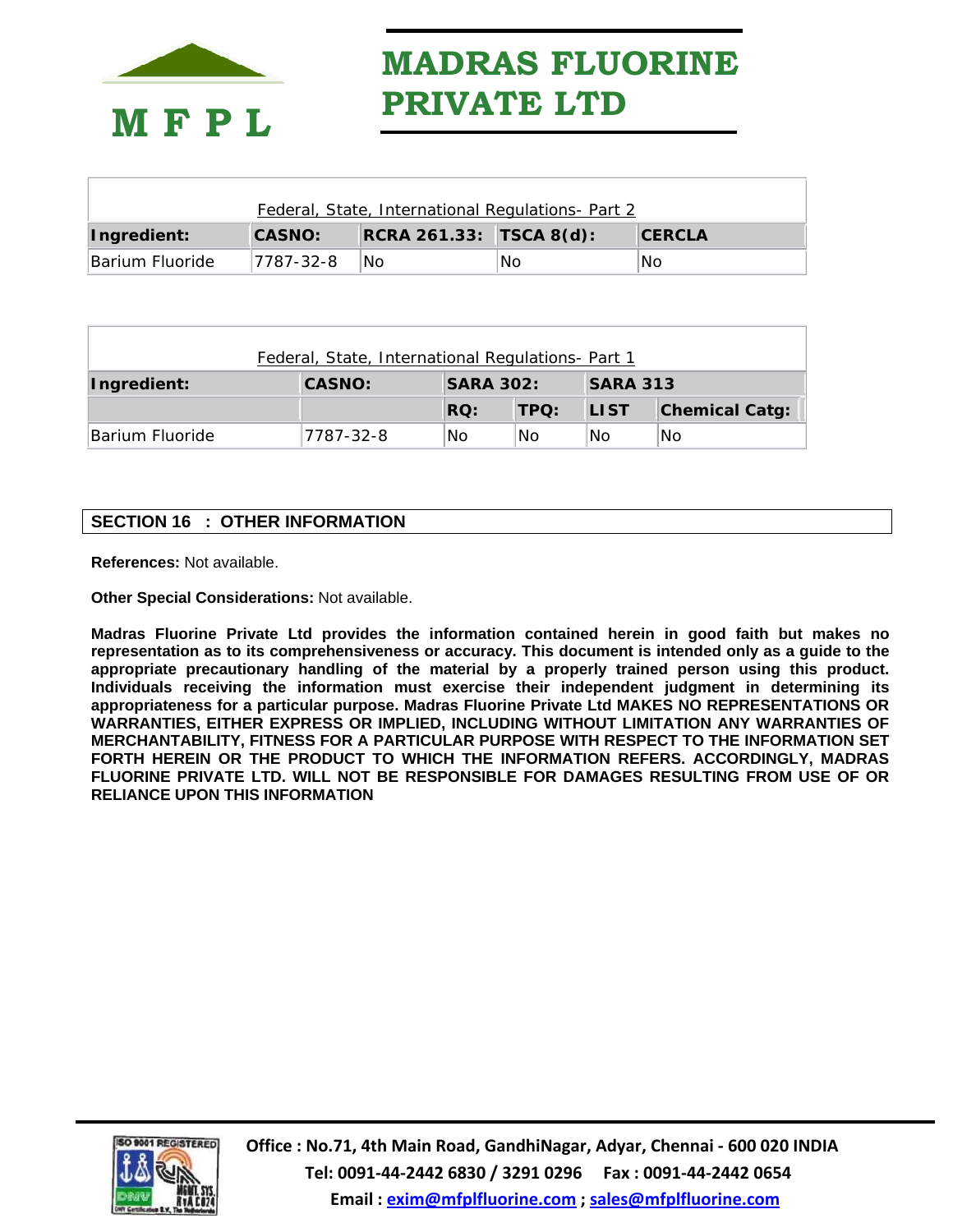Federal, State, International Regulations- Part 2

| Ingredient: | CASNO: | RCRA 261.33: | TSCA 8(d): | CERCLA |
|---|---|---|---|---|
| Barium Fluoride | 7787-32-8 | No | No | No |

Federal, State, International Regulations- Part 1

| Ingredient: | CASNO: | SARA 302: | | SARA 313 | |
|---|---|---|---|---|---|
| | | RQ: | TPQ: | LIST | Chemical Catg: |
| Barium Fluoride | 7787-32-8 | No | No | No | No |

## SECTION 16 : OTHER INFORMATION

**References:** Not available.

**Other Special Considerations:** Not available.

**Madras Fluorine Private Ltd provides the information contained herein in good faith but makes no representation as to its comprehensiveness or accuracy. This document is intended only as a guide to the appropriate precautionary handling of the material by a properly trained person using this product. Individuals receiving the information must exercise their independent judgment in determining its appropriateness for a particular purpose. Madras Fluorine Private Ltd MAKES NO REPRESENTATIONS OR WARRANTIES, EITHER EXPRESS OR IMPLIED, INCLUDING WITHOUT LIMITATION ANY WARRANTIES OF MERCHANTABILITY, FITNESS FOR A PARTICULAR PURPOSE WITH RESPECT TO THE INFORMATION SET FORTH HEREIN OR THE PRODUCT TO WHICH THE INFORMATION REFERS. ACCORDINGLY, MADRAS FLUORINE PRIVATE LTD. WILL NOT BE RESPONSIBLE FOR DAMAGES RESULTING FROM USE OF OR RELIANCE UPON THIS INFORMATION**